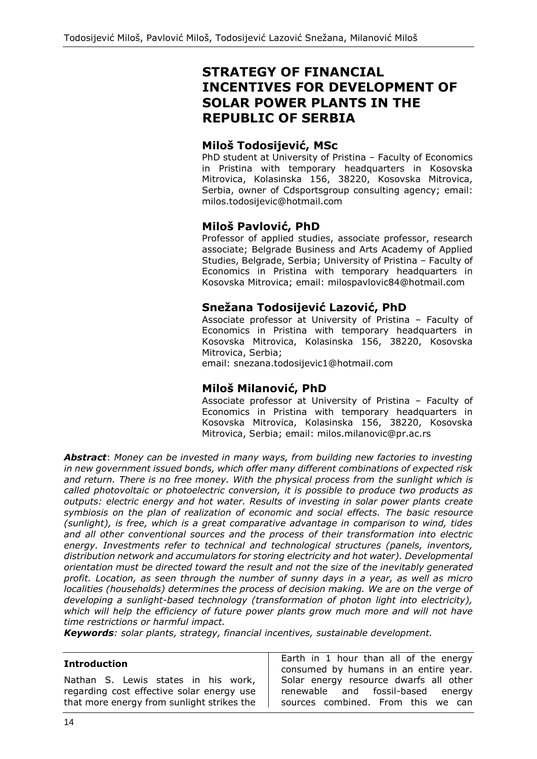# STRATEGY OF FINANCIAL INCENTIVES FOR DEVELOPMENT OF SOLAR POWER PLANTS IN THE REPUBLIC OF SERBIA

### Miloš Todosijević, MSc

PhD student at University of Pristina – Faculty of Economics in Pristina with temporary headquarters in Kosovska Mitrovica, Kolasinska 156, 38220, Kosovska Mitrovica, Serbia, owner of Cdsportsgroup consulting agency; email: milos.todosijevic@hotmail.com

### Miloš Pavlović, PhD

Professor of applied studies, associate professor, research associate; Belgrade Business and Arts Academy of Applied Studies, Belgrade, Serbia; University of Pristina – Faculty of Economics in Pristina with temporary headquarters in Kosovska Mitrovica; email: milospavlovic84@hotmail.com

### Snežana Todosijević Lazović, PhD

Associate professor at University of Pristina – Faculty of Economics in Pristina with temporary headquarters in Kosovska Mitrovica, Kolasinska 156, 38220, Kosovska Mitrovica, Serbia;
email: snezana.todosijevic1@hotmail.com

### Miloš Milanović, PhD

Associate professor at University of Pristina – Faculty of Economics in Pristina with temporary headquarters in Kosovska Mitrovica, Kolasinska 156, 38220, Kosovska Mitrovica, Serbia; email: milos.milanovic@pr.ac.rs

***Abstract***: *Money can be invested in many ways, from building new factories to investing in new government issued bonds, which offer many different combinations of expected risk and return. There is no free money. With the physical process from the sunlight which is called photovoltaic or photoelectric conversion, it is possible to produce two products as outputs: electric energy and hot water. Results of investing in solar power plants create symbiosis on the plan of realization of economic and social effects. The basic resource (sunlight), is free, which is a great comparative advantage in comparison to wind, tides and all other conventional sources and the process of their transformation into electric energy. Investments refer to technical and technological structures (panels, inventors, distribution network and accumulators for storing electricity and hot water). Developmental orientation must be directed toward the result and not the size of the inevitably generated profit. Location, as seen through the number of sunny days in a year, as well as micro localities (households) determines the process of decision making. We are on the verge of developing a sunlight-based technology (transformation of photon light into electricity), which will help the efficiency of future power plants grow much more and will not have time restrictions or harmful impact.*

***Keywords***: *solar plants, strategy, financial incentives, sustainable development.*

#### Introduction

Nathan S. Lewis states in his work, regarding cost effective solar energy use that more energy from sunlight strikes the Earth in 1 hour than all of the energy consumed by humans in an entire year. Solar energy resource dwarfs all other renewable and fossil-based energy sources combined. From this we can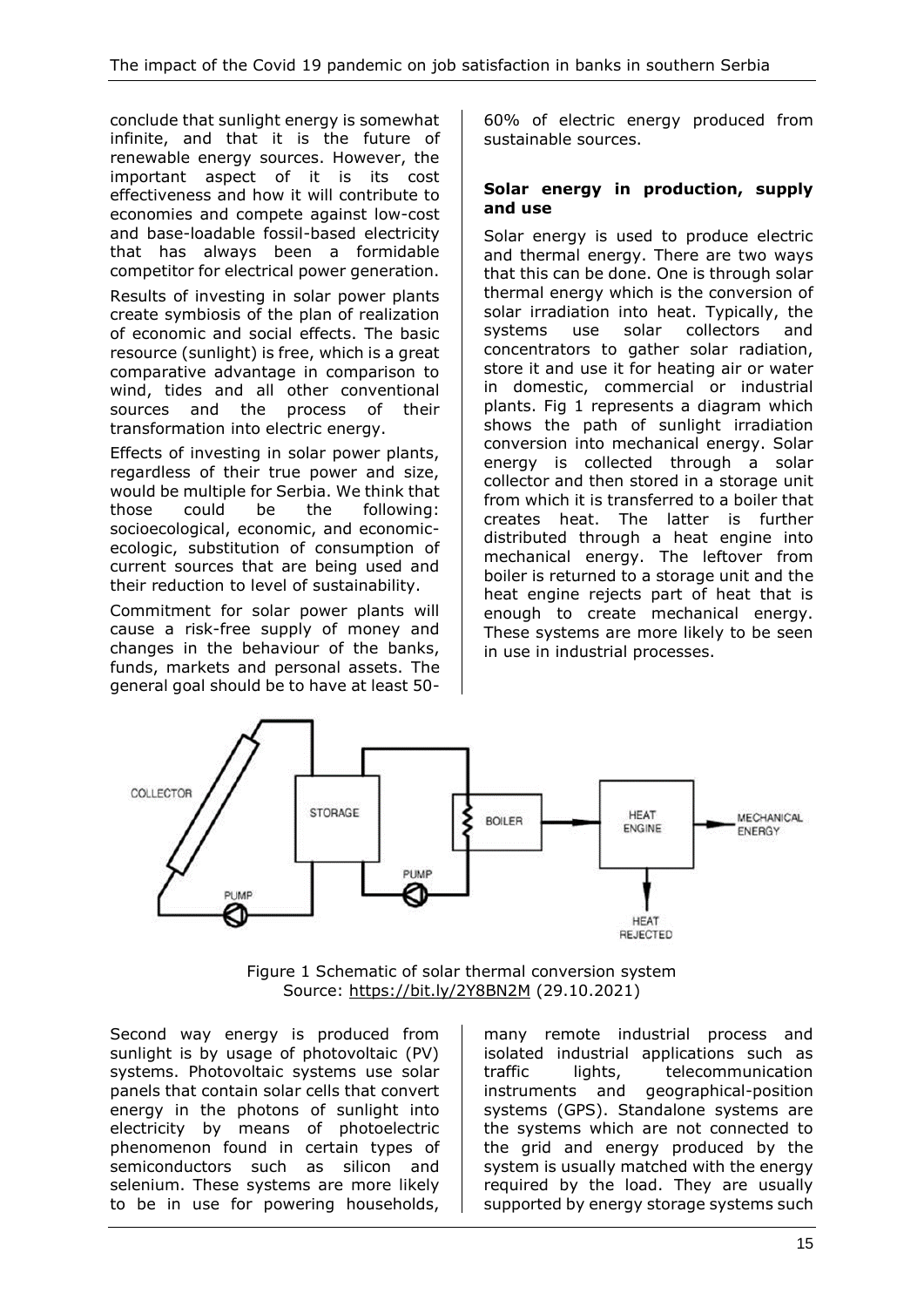conclude that sunlight energy is somewhat infinite, and that it is the future of renewable energy sources. However, the important aspect of it is its cost effectiveness and how it will contribute to economies and compete against low-cost and base-loadable fossil-based electricity that has always been a formidable competitor for electrical power generation.

Results of investing in solar power plants create symbiosis of the plan of realization of economic and social effects. The basic resource (sunlight) is free, which is a great comparative advantage in comparison to wind, tides and all other conventional sources and the process of their transformation into electric energy.

Effects of investing in solar power plants, regardless of their true power and size, would be multiple for Serbia. We think that those could be the following: socioecological, economic, and economic-ecologic, substitution of consumption of current sources that are being used and their reduction to level of sustainability.

Commitment for solar power plants will cause a risk-free supply of money and changes in the behaviour of the banks, funds, markets and personal assets. The general goal should be to have at least 50-60% of electric energy produced from sustainable sources.

**Solar energy in production, supply and use**

Solar energy is used to produce electric and thermal energy. There are two ways that this can be done. One is through solar thermal energy which is the conversion of solar irradiation into heat. Typically, the systems use solar collectors and concentrators to gather solar radiation, store it and use it for heating air or water in domestic, commercial or industrial plants. Fig 1 represents a diagram which shows the path of sunlight irradiation conversion into mechanical energy. Solar energy is collected through a solar collector and then stored in a storage unit from which it is transferred to a boiler that creates heat. The latter is further distributed through a heat engine into mechanical energy. The leftover from boiler is returned to a storage unit and the heat engine rejects part of heat that is enough to create mechanical energy. These systems are more likely to be seen in use in industrial processes.

Figure 1 Schematic of solar thermal conversion system
Source: https://bit.ly/2Y8BN2M (29.10.2021)

Second way energy is produced from sunlight is by usage of photovoltaic (PV) systems. Photovoltaic systems use solar panels that contain solar cells that convert energy in the photons of sunlight into electricity by means of photoelectric phenomenon found in certain types of semiconductors such as silicon and selenium. These systems are more likely to be in use for powering households, many remote industrial process and isolated industrial applications such as traffic lights, telecommunication instruments and geographical-position systems (GPS). Standalone systems are the systems which are not connected to the grid and energy produced by the system is usually matched with the energy required by the load. They are usually supported by energy storage systems such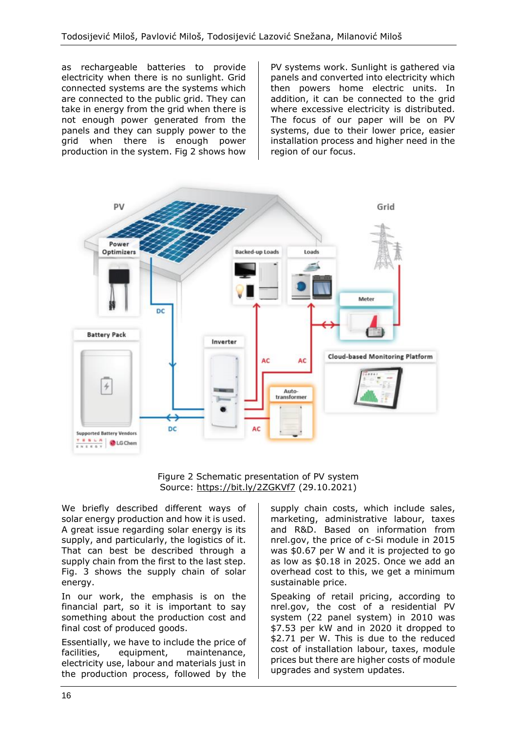as rechargeable batteries to provide electricity when there is no sunlight. Grid connected systems are the systems which are connected to the public grid. They can take in energy from the grid when there is not enough power generated from the panels and they can supply power to the grid when there is enough power production in the system. Fig 2 shows how PV systems work. Sunlight is gathered via panels and converted into electricity which then powers home electric units. In addition, it can be connected to the grid where excessive electricity is distributed. The focus of our paper will be on PV systems, due to their lower price, easier installation process and higher need in the region of our focus.

Figure 2 Schematic presentation of PV system
Source: https://bit.ly/2ZGKVf7 (29.10.2021)

We briefly described different ways of solar energy production and how it is used. A great issue regarding solar energy is its supply, and particularly, the logistics of it. That can best be described through a supply chain from the first to the last step. Fig. 3 shows the supply chain of solar energy.

In our work, the emphasis is on the financial part, so it is important to say something about the production cost and final cost of produced goods.

Essentially, we have to include the price of facilities, equipment, maintenance, electricity use, labour and materials just in the production process, followed by the supply chain costs, which include sales, marketing, administrative labour, taxes and R&D. Based on information from nrel.gov, the price of c-Si module in 2015 was $0.67 per W and it is projected to go as low as $0.18 in 2025. Once we add an overhead cost to this, we get a minimum sustainable price.

Speaking of retail pricing, according to nrel.gov, the cost of a residential PV system (22 panel system) in 2010 was $7.53 per kW and in 2020 it dropped to $2.71 per W. This is due to the reduced cost of installation labour, taxes, module prices but there are higher costs of module upgrades and system updates.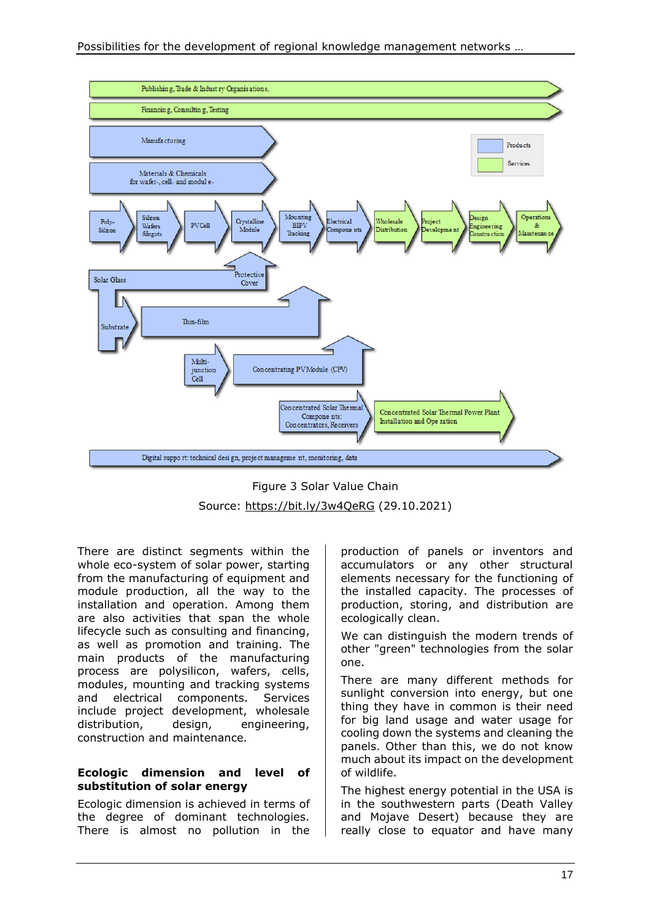Figure 3 Solar Value Chain

Source: https://bit.ly/3w4QeRG (29.10.2021)

There are distinct segments within the whole eco-system of solar power, starting from the manufacturing of equipment and module production, all the way to the installation and operation. Among them are also activities that span the whole lifecycle such as consulting and financing, as well as promotion and training. The main products of the manufacturing process are polysilicon, wafers, cells, modules, mounting and tracking systems and electrical components. Services include project development, wholesale distribution, design, engineering, construction and maintenance.

## Ecologic dimension and level of substitution of solar energy

Ecologic dimension is achieved in terms of the degree of dominant technologies. There is almost no pollution in the production of panels or inventors and accumulators or any other structural elements necessary for the functioning of the installed capacity. The processes of production, storing, and distribution are ecologically clean.

We can distinguish the modern trends of other "green" technologies from the solar one.

There are many different methods for sunlight conversion into energy, but one thing they have in common is their need for big land usage and water usage for cooling down the systems and cleaning the panels. Other than this, we do not know much about its impact on the development of wildlife.

The highest energy potential in the USA is in the southwestern parts (Death Valley and Mojave Desert) because they are really close to equator and have many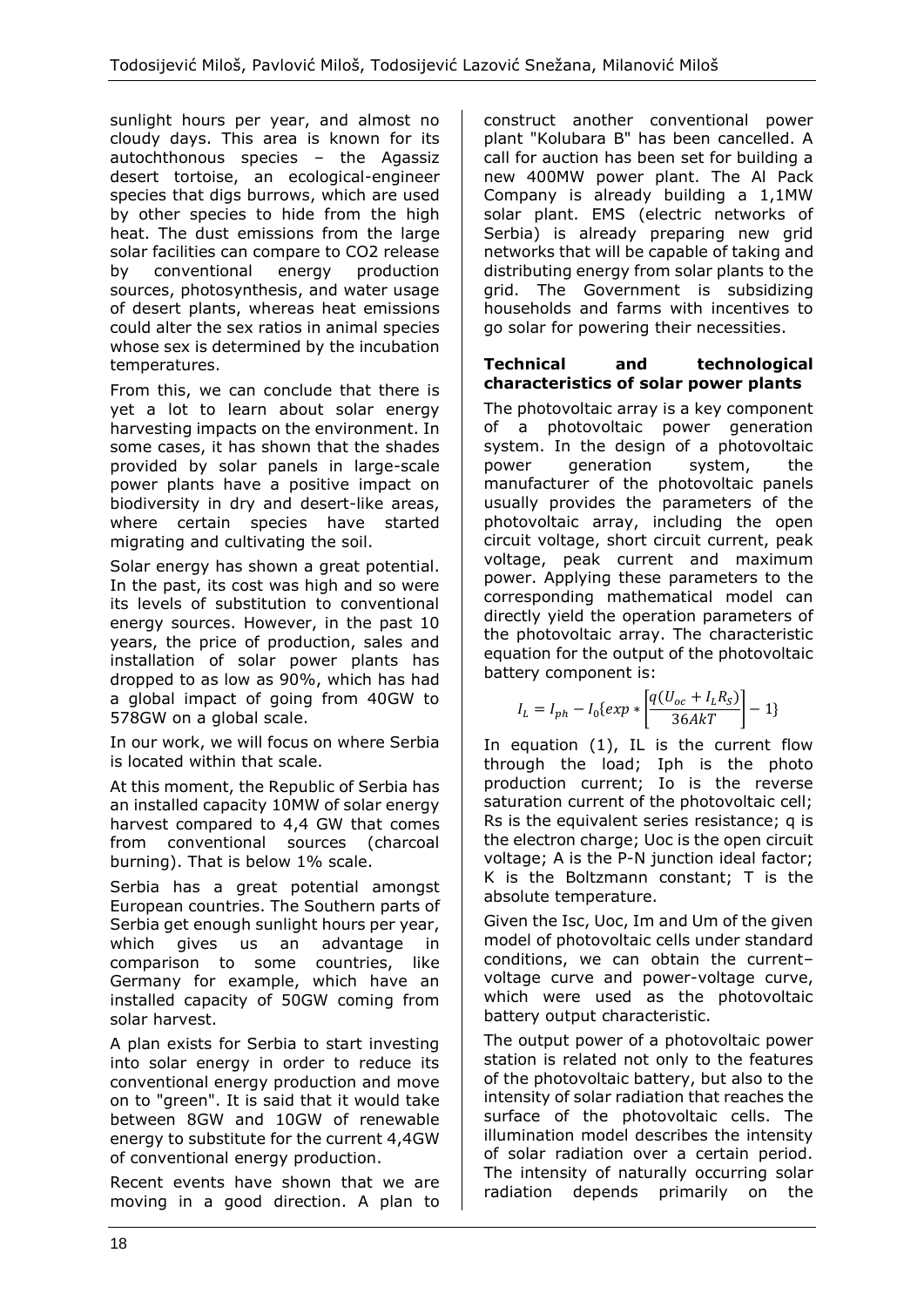sunlight hours per year, and almost no cloudy days. This area is known for its autochthonous species – the Agassiz desert tortoise, an ecological-engineer species that digs burrows, which are used by other species to hide from the high heat. The dust emissions from the large solar facilities can compare to CO2 release by conventional energy production sources, photosynthesis, and water usage of desert plants, whereas heat emissions could alter the sex ratios in animal species whose sex is determined by the incubation temperatures.

From this, we can conclude that there is yet a lot to learn about solar energy harvesting impacts on the environment. In some cases, it has shown that the shades provided by solar panels in large-scale power plants have a positive impact on biodiversity in dry and desert-like areas, where certain species have started migrating and cultivating the soil.

Solar energy has shown a great potential. In the past, its cost was high and so were its levels of substitution to conventional energy sources. However, in the past 10 years, the price of production, sales and installation of solar power plants has dropped to as low as 90%, which has had a global impact of going from 40GW to 578GW on a global scale.

In our work, we will focus on where Serbia is located within that scale.

At this moment, the Republic of Serbia has an installed capacity 10MW of solar energy harvest compared to 4,4 GW that comes from conventional sources (charcoal burning). That is below 1% scale.

Serbia has a great potential amongst European countries. The Southern parts of Serbia get enough sunlight hours per year, which gives us an advantage in comparison to some countries, like Germany for example, which have an installed capacity of 50GW coming from solar harvest.

A plan exists for Serbia to start investing into solar energy in order to reduce its conventional energy production and move on to "green". It is said that it would take between 8GW and 10GW of renewable energy to substitute for the current 4,4GW of conventional energy production.

Recent events have shown that we are moving in a good direction. A plan to construct another conventional power plant "Kolubara B" has been cancelled. A call for auction has been set for building a new 400MW power plant. The Al Pack Company is already building a 1,1MW solar plant. EMS (electric networks of Serbia) is already preparing new grid networks that will be capable of taking and distributing energy from solar plants to the grid. The Government is subsidizing households and farms with incentives to go solar for powering their necessities.

### Technical and technological characteristics of solar power plants

The photovoltaic array is a key component of a photovoltaic power generation system. In the design of a photovoltaic power generation system, the manufacturer of the photovoltaic panels usually provides the parameters of the photovoltaic array, including the open circuit voltage, short circuit current, peak voltage, peak current and maximum power. Applying these parameters to the corresponding mathematical model can directly yield the operation parameters of the photovoltaic array. The characteristic equation for the output of the photovoltaic battery component is:

$$I_L = I_{ph} - I_0\{exp * \left[\frac{q(U_{oc} + I_L R_S)}{36AkT}\right] - 1\}$$

In equation (1), IL is the current flow through the load; Iph is the photo production current; Io is the reverse saturation current of the photovoltaic cell; Rs is the equivalent series resistance; q is the electron charge; Uoc is the open circuit voltage; A is the P-N junction ideal factor; K is the Boltzmann constant; T is the absolute temperature.

Given the Isc, Uoc, Im and Um of the given model of photovoltaic cells under standard conditions, we can obtain the current–voltage curve and power-voltage curve, which were used as the photovoltaic battery output characteristic.

The output power of a photovoltaic power station is related not only to the features of the photovoltaic battery, but also to the intensity of solar radiation that reaches the surface of the photovoltaic cells. The illumination model describes the intensity of solar radiation over a certain period. The intensity of naturally occurring solar radiation depends primarily on the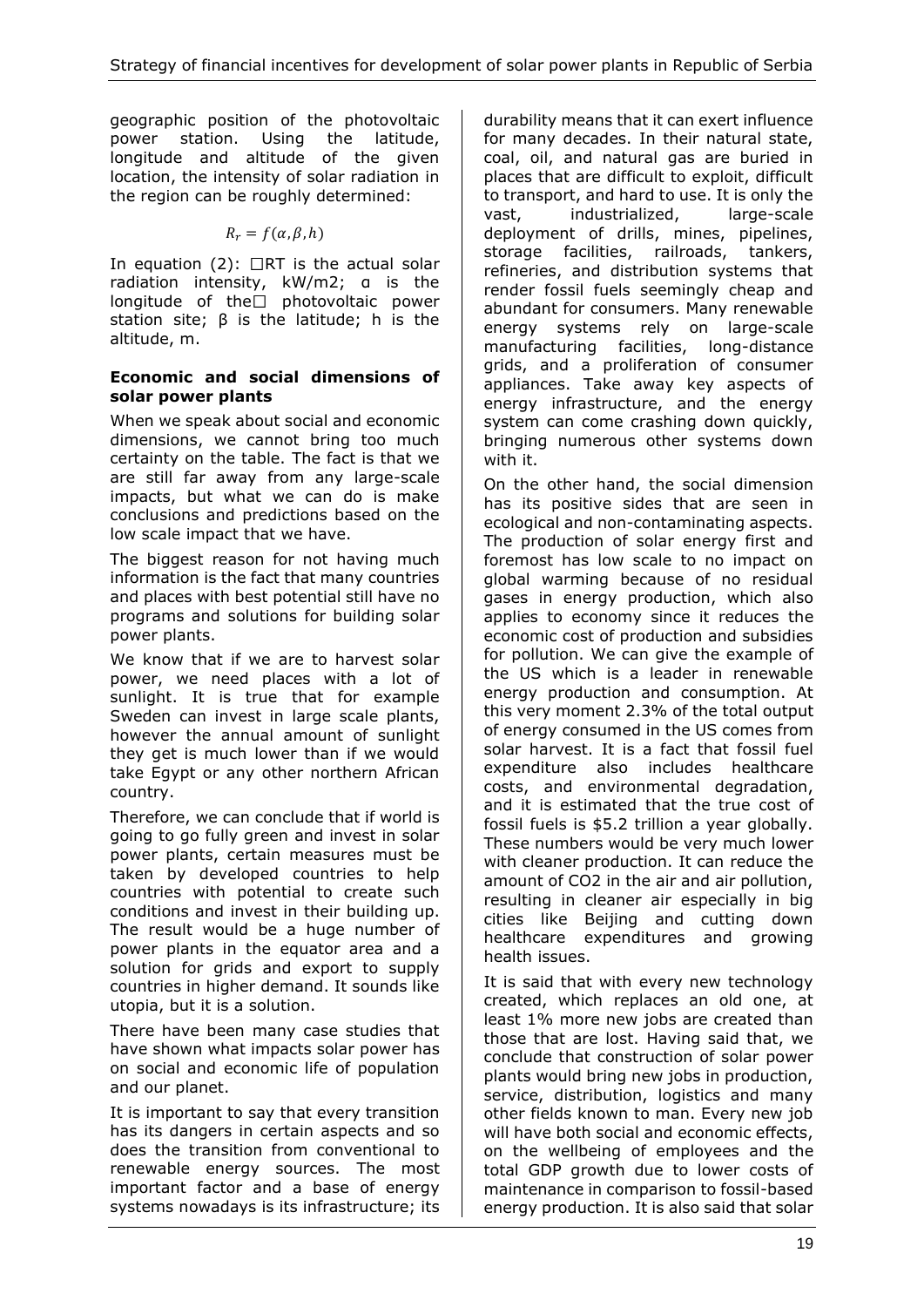geographic position of the photovoltaic power station. Using the latitude, longitude and altitude of the given location, the intensity of solar radiation in the region can be roughly determined:

$$R_r = f(\alpha, \beta, h)$$

In equation (2): □RT is the actual solar radiation intensity, kW/m2; α is the longitude of the□ photovoltaic power station site; β is the latitude; h is the altitude, m.

**Economic and social dimensions of solar power plants**

When we speak about social and economic dimensions, we cannot bring too much certainty on the table. The fact is that we are still far away from any large-scale impacts, but what we can do is make conclusions and predictions based on the low scale impact that we have.

The biggest reason for not having much information is the fact that many countries and places with best potential still have no programs and solutions for building solar power plants.

We know that if we are to harvest solar power, we need places with a lot of sunlight. It is true that for example Sweden can invest in large scale plants, however the annual amount of sunlight they get is much lower than if we would take Egypt or any other northern African country.

Therefore, we can conclude that if world is going to go fully green and invest in solar power plants, certain measures must be taken by developed countries to help countries with potential to create such conditions and invest in their building up. The result would be a huge number of power plants in the equator area and a solution for grids and export to supply countries in higher demand. It sounds like utopia, but it is a solution.

There have been many case studies that have shown what impacts solar power has on social and economic life of population and our planet.

It is important to say that every transition has its dangers in certain aspects and so does the transition from conventional to renewable energy sources. The most important factor and a base of energy systems nowadays is its infrastructure; its durability means that it can exert influence for many decades. In their natural state, coal, oil, and natural gas are buried in places that are difficult to exploit, difficult to transport, and hard to use. It is only the vast, industrialized, large-scale deployment of drills, mines, pipelines, storage facilities, railroads, tankers, refineries, and distribution systems that render fossil fuels seemingly cheap and abundant for consumers. Many renewable energy systems rely on large-scale manufacturing facilities, long-distance grids, and a proliferation of consumer appliances. Take away key aspects of energy infrastructure, and the energy system can come crashing down quickly, bringing numerous other systems down with it.

On the other hand, the social dimension has its positive sides that are seen in ecological and non-contaminating aspects. The production of solar energy first and foremost has low scale to no impact on global warming because of no residual gases in energy production, which also applies to economy since it reduces the economic cost of production and subsidies for pollution. We can give the example of the US which is a leader in renewable energy production and consumption. At this very moment 2.3% of the total output of energy consumed in the US comes from solar harvest. It is a fact that fossil fuel expenditure also includes healthcare costs, and environmental degradation, and it is estimated that the true cost of fossil fuels is \$5.2 trillion a year globally. These numbers would be very much lower with cleaner production. It can reduce the amount of $CO_2$ in the air and air pollution, resulting in cleaner air especially in big cities like Beijing and cutting down healthcare expenditures and growing health issues.

It is said that with every new technology created, which replaces an old one, at least 1% more new jobs are created than those that are lost. Having said that, we conclude that construction of solar power plants would bring new jobs in production, service, distribution, logistics and many other fields known to man. Every new job will have both social and economic effects, on the wellbeing of employees and the total GDP growth due to lower costs of maintenance in comparison to fossil-based energy production. It is also said that solar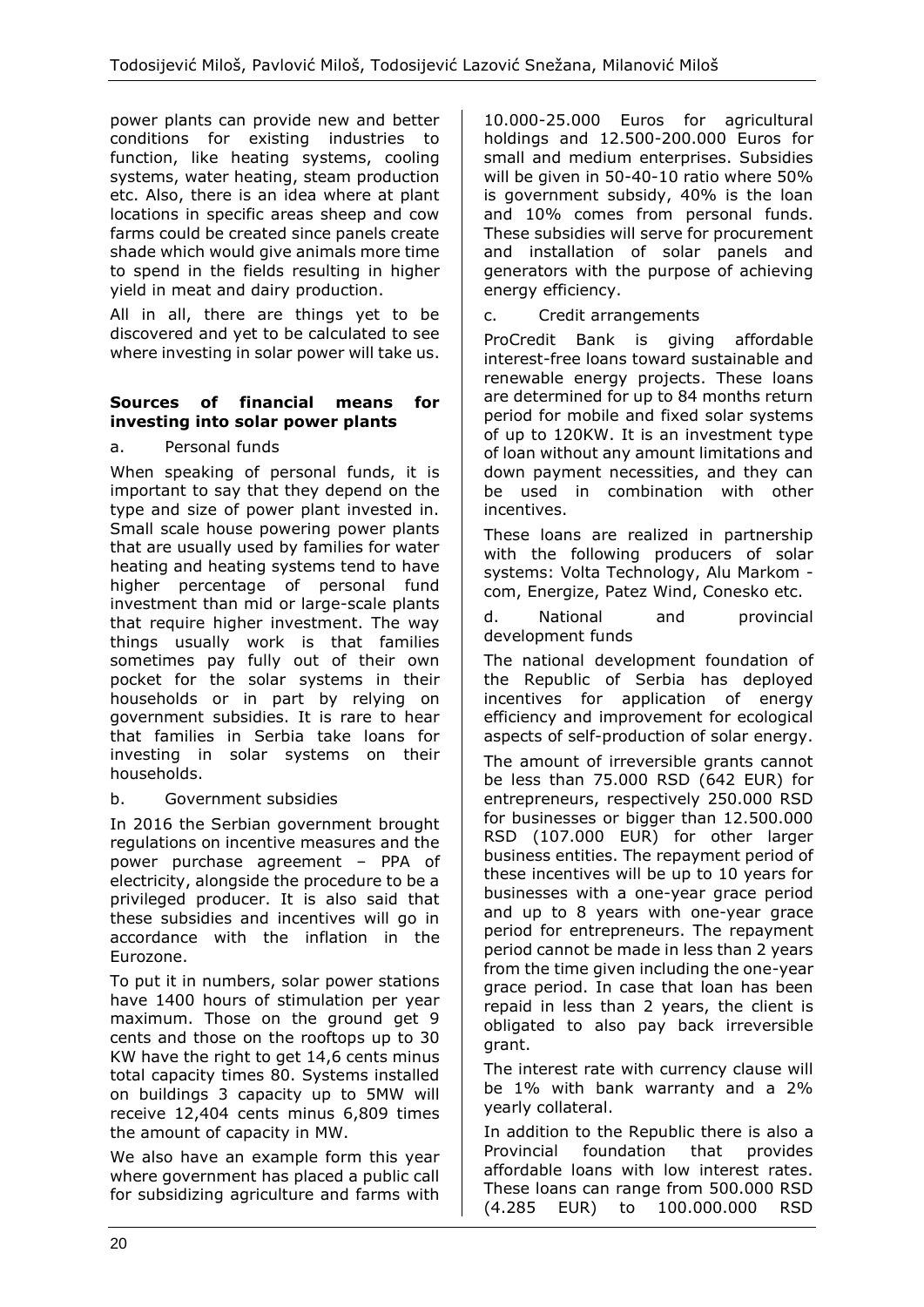power plants can provide new and better conditions for existing industries to function, like heating systems, cooling systems, water heating, steam production etc. Also, there is an idea where at plant locations in specific areas sheep and cow farms could be created since panels create shade which would give animals more time to spend in the fields resulting in higher yield in meat and dairy production.

All in all, there are things yet to be discovered and yet to be calculated to see where investing in solar power will take us.

## Sources of financial means for investing into solar power plants

a. Personal funds

When speaking of personal funds, it is important to say that they depend on the type and size of power plant invested in. Small scale house powering power plants that are usually used by families for water heating and heating systems tend to have higher percentage of personal fund investment than mid or large-scale plants that require higher investment. The way things usually work is that families sometimes pay fully out of their own pocket for the solar systems in their households or in part by relying on government subsidies. It is rare to hear that families in Serbia take loans for investing in solar systems on their households.

b. Government subsidies

In 2016 the Serbian government brought regulations on incentive measures and the power purchase agreement – PPA of electricity, alongside the procedure to be a privileged producer. It is also said that these subsidies and incentives will go in accordance with the inflation in the Eurozone.

To put it in numbers, solar power stations have 1400 hours of stimulation per year maximum. Those on the ground get 9 cents and those on the rooftops up to 30 KW have the right to get 14,6 cents minus total capacity times 80. Systems installed on buildings 3 capacity up to 5MW will receive 12,404 cents minus 6,809 times the amount of capacity in MW.

We also have an example form this year where government has placed a public call for subsidizing agriculture and farms with 10.000-25.000 Euros for agricultural holdings and 12.500-200.000 Euros for small and medium enterprises. Subsidies will be given in 50-40-10 ratio where 50% is government subsidy, 40% is the loan and 10% comes from personal funds. These subsidies will serve for procurement and installation of solar panels and generators with the purpose of achieving energy efficiency.

c. Credit arrangements

ProCredit Bank is giving affordable interest-free loans toward sustainable and renewable energy projects. These loans are determined for up to 84 months return period for mobile and fixed solar systems of up to 120KW. It is an investment type of loan without any amount limitations and down payment necessities, and they can be used in combination with other incentives.

These loans are realized in partnership with the following producers of solar systems: Volta Technology, Alu Markom - com, Energize, Patez Wind, Conesko etc.

d. National and provincial development funds

The national development foundation of the Republic of Serbia has deployed incentives for application of energy efficiency and improvement for ecological aspects of self-production of solar energy.

The amount of irreversible grants cannot be less than 75.000 RSD (642 EUR) for entrepreneurs, respectively 250.000 RSD for businesses or bigger than 12.500.000 RSD (107.000 EUR) for other larger business entities. The repayment period of these incentives will be up to 10 years for businesses with a one-year grace period and up to 8 years with one-year grace period for entrepreneurs. The repayment period cannot be made in less than 2 years from the time given including the one-year grace period. In case that loan has been repaid in less than 2 years, the client is obligated to also pay back irreversible grant.

The interest rate with currency clause will be 1% with bank warranty and a 2% yearly collateral.

In addition to the Republic there is also a Provincial foundation that provides affordable loans with low interest rates. These loans can range from 500.000 RSD (4.285 EUR) to 100.000.000 RSD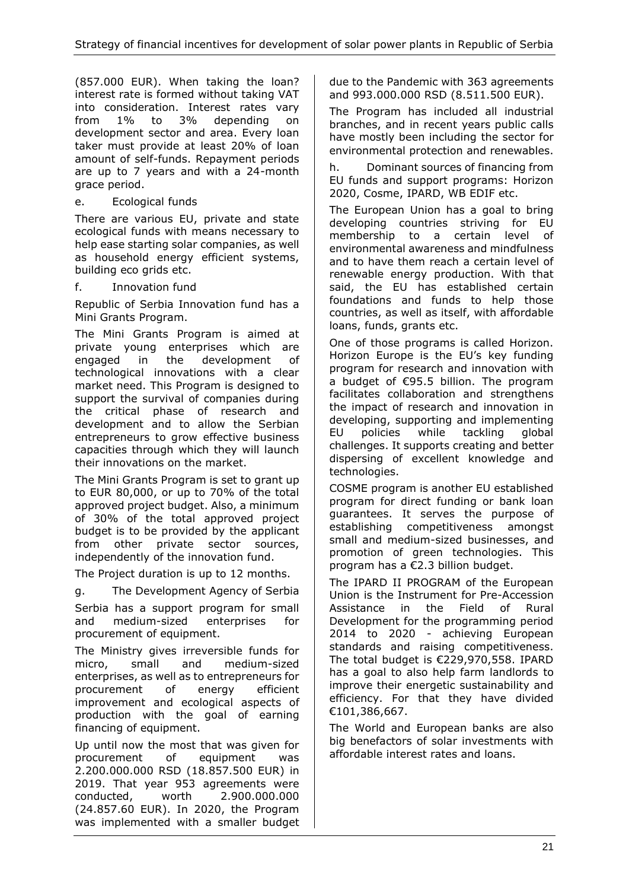(857.000 EUR). When taking the loan? interest rate is formed without taking VAT into consideration. Interest rates vary from 1% to 3% depending on development sector and area. Every loan taker must provide at least 20% of loan amount of self-funds. Repayment periods are up to 7 years and with a 24-month grace period.

e. Ecological funds

There are various EU, private and state ecological funds with means necessary to help ease starting solar companies, as well as household energy efficient systems, building eco grids etc.

f. Innovation fund

Republic of Serbia Innovation fund has a Mini Grants Program.

The Mini Grants Program is aimed at private young enterprises which are engaged in the development of technological innovations with a clear market need. This Program is designed to support the survival of companies during the critical phase of research and development and to allow the Serbian entrepreneurs to grow effective business capacities through which they will launch their innovations on the market.

The Mini Grants Program is set to grant up to EUR 80,000, or up to 70% of the total approved project budget. Also, a minimum of 30% of the total approved project budget is to be provided by the applicant from other private sector sources, independently of the innovation fund.

The Project duration is up to 12 months.

g. The Development Agency of Serbia

Serbia has a support program for small and medium-sized enterprises for procurement of equipment.

The Ministry gives irreversible funds for micro, small and medium-sized enterprises, as well as to entrepreneurs for procurement of energy efficient improvement and ecological aspects of production with the goal of earning financing of equipment.

Up until now the most that was given for procurement of equipment was 2.200.000.000 RSD (18.857.500 EUR) in 2019. That year 953 agreements were conducted, worth 2.900.000.000 (24.857.60 EUR). In 2020, the Program was implemented with a smaller budget due to the Pandemic with 363 agreements and 993.000.000 RSD (8.511.500 EUR).

The Program has included all industrial branches, and in recent years public calls have mostly been including the sector for environmental protection and renewables.

h. Dominant sources of financing from EU funds and support programs: Horizon 2020, Cosme, IPARD, WB EDIF etc.

The European Union has a goal to bring developing countries striving for EU membership to a certain level of environmental awareness and mindfulness and to have them reach a certain level of renewable energy production. With that said, the EU has established certain foundations and funds to help those countries, as well as itself, with affordable loans, funds, grants etc.

One of those programs is called Horizon. Horizon Europe is the EU's key funding program for research and innovation with a budget of €95.5 billion. The program facilitates collaboration and strengthens the impact of research and innovation in developing, supporting and implementing EU policies while tackling global challenges. It supports creating and better dispersing of excellent knowledge and technologies.

COSME program is another EU established program for direct funding or bank loan guarantees. It serves the purpose of establishing competitiveness amongst small and medium-sized businesses, and promotion of green technologies. This program has a €2.3 billion budget.

The IPARD II PROGRAM of the European Union is the Instrument for Pre-Accession Assistance in the Field of Rural Development for the programming period 2014 to 2020 - achieving European standards and raising competitiveness. The total budget is €229,970,558. IPARD has a goal to also help farm landlords to improve their energetic sustainability and efficiency. For that they have divided €101,386,667.

The World and European banks are also big benefactors of solar investments with affordable interest rates and loans.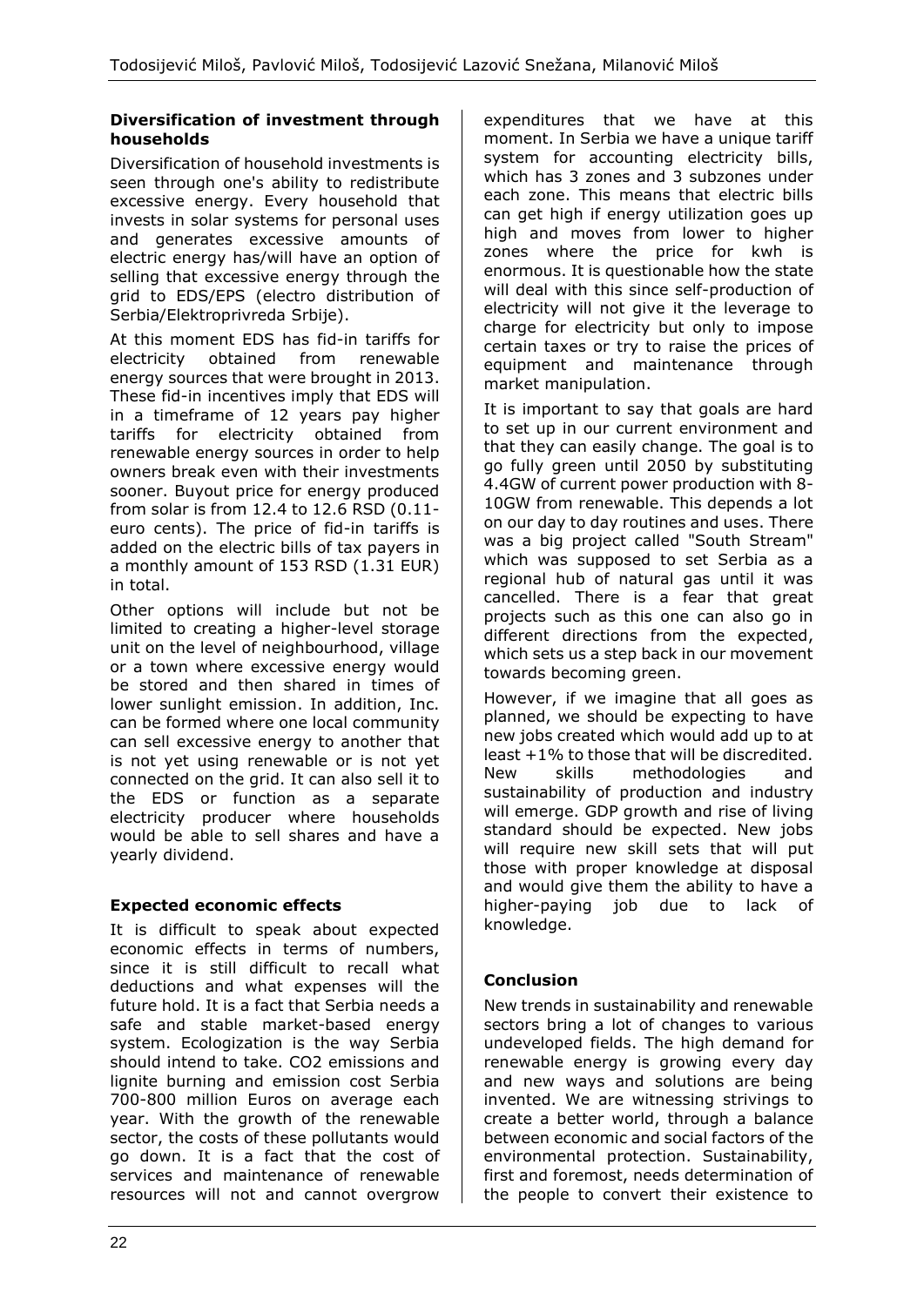### Diversification of investment through households

Diversification of household investments is seen through one's ability to redistribute excessive energy. Every household that invests in solar systems for personal uses and generates excessive amounts of electric energy has/will have an option of selling that excessive energy through the grid to EDS/EPS (electro distribution of Serbia/Elektroprivreda Srbije).

At this moment EDS has fid-in tariffs for electricity obtained from renewable energy sources that were brought in 2013. These fid-in incentives imply that EDS will in a timeframe of 12 years pay higher tariffs for electricity obtained from renewable energy sources in order to help owners break even with their investments sooner. Buyout price for energy produced from solar is from 12.4 to 12.6 RSD (0.11-euro cents). The price of fid-in tariffs is added on the electric bills of tax payers in a monthly amount of 153 RSD (1.31 EUR) in total.

Other options will include but not be limited to creating a higher-level storage unit on the level of neighbourhood, village or a town where excessive energy would be stored and then shared in times of lower sunlight emission. In addition, Inc. can be formed where one local community can sell excessive energy to another that is not yet using renewable or is not yet connected on the grid. It can also sell it to the EDS or function as a separate electricity producer where households would be able to sell shares and have a yearly dividend.

### Expected economic effects

It is difficult to speak about expected economic effects in terms of numbers, since it is still difficult to recall what deductions and what expenses will the future hold. It is a fact that Serbia needs a safe and stable market-based energy system. Ecologization is the way Serbia should intend to take. $CO_2$ emissions and lignite burning and emission cost Serbia 700-800 million Euros on average each year. With the growth of the renewable sector, the costs of these pollutants would go down. It is a fact that the cost of services and maintenance of renewable resources will not and cannot overgrow expenditures that we have at this moment. In Serbia we have a unique tariff system for accounting electricity bills, which has 3 zones and 3 subzones under each zone. This means that electric bills can get high if energy utilization goes up high and moves from lower to higher zones where the price for kwh is enormous. It is questionable how the state will deal with this since self-production of electricity will not give it the leverage to charge for electricity but only to impose certain taxes or try to raise the prices of equipment and maintenance through market manipulation.

It is important to say that goals are hard to set up in our current environment and that they can easily change. The goal is to go fully green until 2050 by substituting 4.4GW of current power production with 8-10GW from renewable. This depends a lot on our day to day routines and uses. There was a big project called "South Stream" which was supposed to set Serbia as a regional hub of natural gas until it was cancelled. There is a fear that great projects such as this one can also go in different directions from the expected, which sets us a step back in our movement towards becoming green.

However, if we imagine that all goes as planned, we should be expecting to have new jobs created which would add up to at least +1% to those that will be discredited. New skills methodologies and sustainability of production and industry will emerge. GDP growth and rise of living standard should be expected. New jobs will require new skill sets that will put those with proper knowledge at disposal and would give them the ability to have a higher-paying job due to lack of knowledge.

### Conclusion

New trends in sustainability and renewable sectors bring a lot of changes to various undeveloped fields. The high demand for renewable energy is growing every day and new ways and solutions are being invented. We are witnessing strivings to create a better world, through a balance between economic and social factors of the environmental protection. Sustainability, first and foremost, needs determination of the people to convert their existence to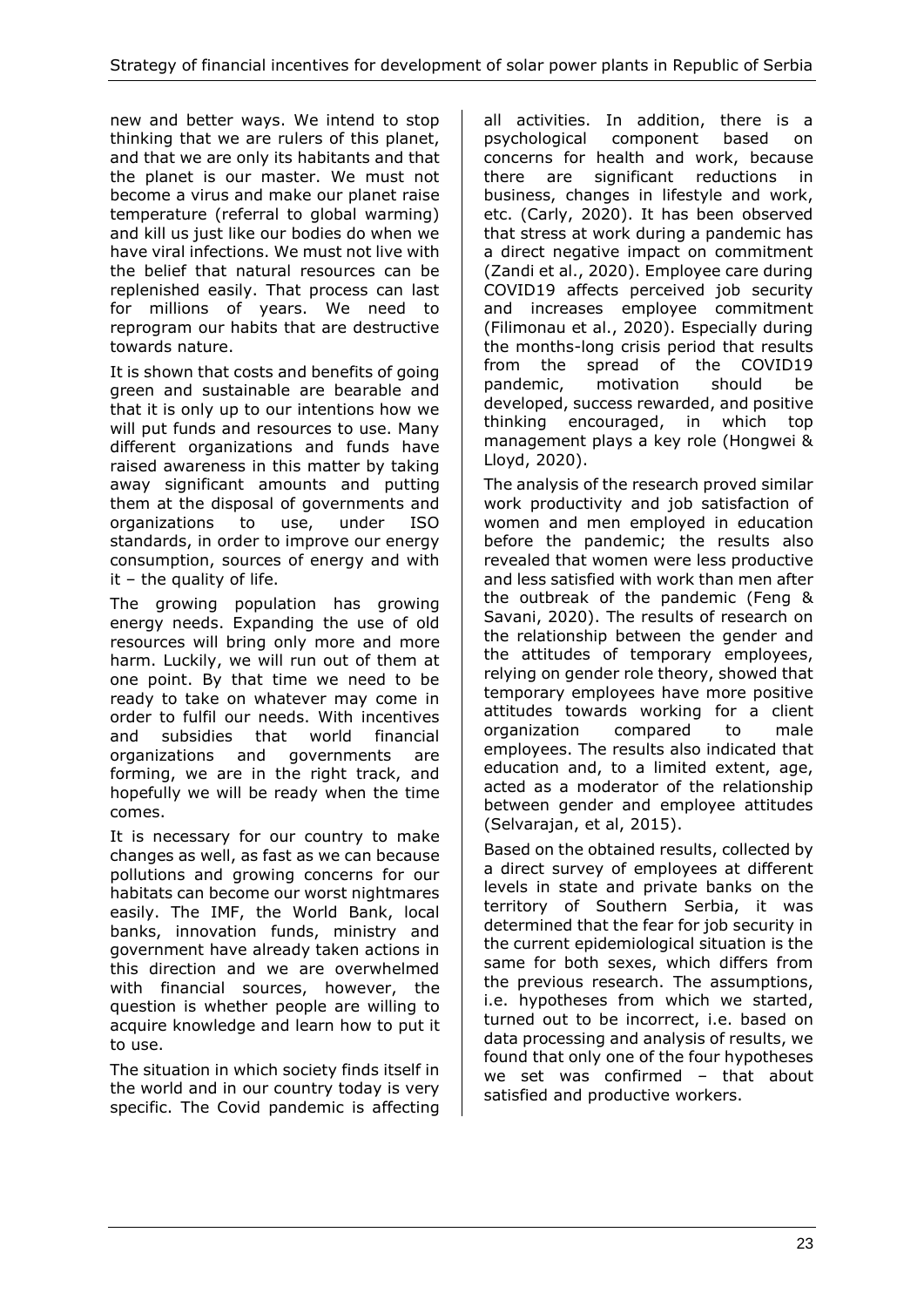new and better ways. We intend to stop thinking that we are rulers of this planet, and that we are only its habitants and that the planet is our master. We must not become a virus and make our planet raise temperature (referral to global warming) and kill us just like our bodies do when we have viral infections. We must not live with the belief that natural resources can be replenished easily. That process can last for millions of years. We need to reprogram our habits that are destructive towards nature.

It is shown that costs and benefits of going green and sustainable are bearable and that it is only up to our intentions how we will put funds and resources to use. Many different organizations and funds have raised awareness in this matter by taking away significant amounts and putting them at the disposal of governments and organizations to use, under ISO standards, in order to improve our energy consumption, sources of energy and with it – the quality of life.

The growing population has growing energy needs. Expanding the use of old resources will bring only more and more harm. Luckily, we will run out of them at one point. By that time we need to be ready to take on whatever may come in order to fulfil our needs. With incentives and subsidies that world financial organizations and governments are forming, we are in the right track, and hopefully we will be ready when the time comes.

It is necessary for our country to make changes as well, as fast as we can because pollutions and growing concerns for our habitats can become our worst nightmares easily. The IMF, the World Bank, local banks, innovation funds, ministry and government have already taken actions in this direction and we are overwhelmed with financial sources, however, the question is whether people are willing to acquire knowledge and learn how to put it to use.

The situation in which society finds itself in the world and in our country today is very specific. The Covid pandemic is affecting all activities. In addition, there is a psychological component based on concerns for health and work, because there are significant reductions in business, changes in lifestyle and work, etc. (Carly, 2020). It has been observed that stress at work during a pandemic has a direct negative impact on commitment (Zandi et al., 2020). Employee care during COVID19 affects perceived job security and increases employee commitment (Filimonau et al., 2020). Especially during the months-long crisis period that results from the spread of the COVID19 pandemic, motivation should be developed, success rewarded, and positive thinking encouraged, in which top management plays a key role (Hongwei & Lloyd, 2020).

The analysis of the research proved similar work productivity and job satisfaction of women and men employed in education before the pandemic; the results also revealed that women were less productive and less satisfied with work than men after the outbreak of the pandemic (Feng & Savani, 2020). The results of research on the relationship between the gender and the attitudes of temporary employees, relying on gender role theory, showed that temporary employees have more positive attitudes towards working for a client organization compared to male employees. The results also indicated that education and, to a limited extent, age, acted as a moderator of the relationship between gender and employee attitudes (Selvarajan, et al, 2015).

Based on the obtained results, collected by a direct survey of employees at different levels in state and private banks on the territory of Southern Serbia, it was determined that the fear for job security in the current epidemiological situation is the same for both sexes, which differs from the previous research. The assumptions, i.e. hypotheses from which we started, turned out to be incorrect, i.e. based on data processing and analysis of results, we found that only one of the four hypotheses we set was confirmed – that about satisfied and productive workers.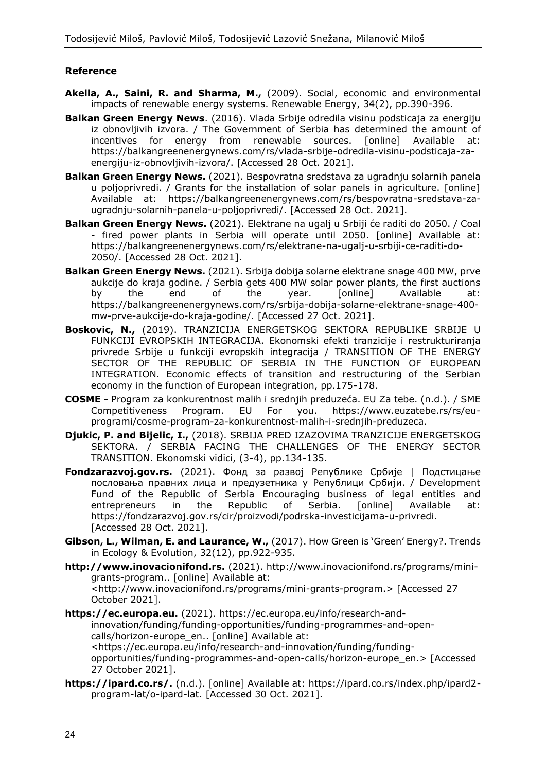## Reference

**Akella, A., Saini, R. and Sharma, M.,** (2009). Social, economic and environmental impacts of renewable energy systems. Renewable Energy, 34(2), pp.390-396.

**Balkan Green Energy News**. (2016). Vlada Srbije odredila visinu podsticaja za energiju iz obnovljivih izvora. / The Government of Serbia has determined the amount of incentives for energy from renewable sources. [online] Available at: https://balkangreenenergynews.com/rs/vlada-srbije-odredila-visinu-podsticaja-za-energiju-iz-obnovljivih-izvora/. [Accessed 28 Oct. 2021].

**Balkan Green Energy News.** (2021). Bespovratna sredstava za ugradnju solarnih panela u poljoprivredi. / Grants for the installation of solar panels in agriculture. [online] Available at: https://balkangreenenergynews.com/rs/bespovratna-sredstava-za-ugradnju-solarnih-panela-u-poljoprivredi/. [Accessed 28 Oct. 2021].

**Balkan Green Energy News.** (2021). Elektrane na ugalj u Srbiji će raditi do 2050. / Coal - fired power plants in Serbia will operate until 2050. [online] Available at: https://balkangreenenergynews.com/rs/elektrane-na-ugalj-u-srbiji-ce-raditi-do-2050/. [Accessed 28 Oct. 2021].

**Balkan Green Energy News.** (2021). Srbija dobija solarne elektrane snage 400 MW, prve aukcije do kraja godine. / Serbia gets 400 MW solar power plants, the first auctions by the end of the year. [online] Available at: https://balkangreenenergynews.com/rs/srbija-dobija-solarne-elektrane-snage-400-mw-prve-aukcije-do-kraja-godine/. [Accessed 27 Oct. 2021].

**Boskovic, N.,** (2019). TRANZICIJA ENERGETSKOG SEKTORA REPUBLIKE SRBIJE U FUNKCIJI EVROPSKIH INTEGRACIJA. Ekonomski efekti tranzicije i restrukturiranja privrede Srbije u funkciji evropskih integracija / TRANSITION OF THE ENERGY SECTOR OF THE REPUBLIC OF SERBIA IN THE FUNCTION OF EUROPEAN INTEGRATION. Economic effects of transition and restructuring of the Serbian economy in the function of European integration, pp.175-178.

**COSME -** Program za konkurentnost malih i srednjih preduzeća. EU Za tebe. (n.d.). / SME Competitiveness Program. EU For you. https://www.euzatebe.rs/rs/eu-programi/cosme-program-za-konkurentnost-malih-i-srednjih-preduzeca.

**Djukic, P. and Bijelic, I.,** (2018). SRBIJA PRED IZAZOVIMA TRANZICIJE ENERGETSKOG SEKTORA. / SERBIA FACING THE CHALLENGES OF THE ENERGY SECTOR TRANSITION. Ekonomski vidici, (3-4), pp.134-135.

**Fondzarazvoj.gov.rs.** (2021). Фонд за развој Републике Србије | Подстицање пословања правних лица и предузетника у Републици Србији. / Development Fund of the Republic of Serbia Encouraging business of legal entities and entrepreneurs in the Republic of Serbia. [online] Available at: https://fondzarazvoj.gov.rs/cir/proizvodi/podrska-investicijama-u-privredi. [Accessed 28 Oct. 2021].

**Gibson, L., Wilman, E. and Laurance, W.,** (2017). How Green is 'Green' Energy?. Trends in Ecology & Evolution, 32(12), pp.922-935.

**http://www.inovacionifond.rs.** (2021). http://www.inovacionifond.rs/programs/mini-grants-program.. [online] Available at: <http://www.inovacionifond.rs/programs/mini-grants-program.> [Accessed 27 October 2021].

**https://ec.europa.eu.** (2021). https://ec.europa.eu/info/research-and-innovation/funding/funding-opportunities/funding-programmes-and-open-calls/horizon-europe_en.. [online] Available at: <https://ec.europa.eu/info/research-and-innovation/funding/funding-opportunities/funding-programmes-and-open-calls/horizon-europe_en.> [Accessed 27 October 2021].

**https://ipard.co.rs/.** (n.d.). [online] Available at: https://ipard.co.rs/index.php/ipard2-program-lat/o-ipard-lat. [Accessed 30 Oct. 2021].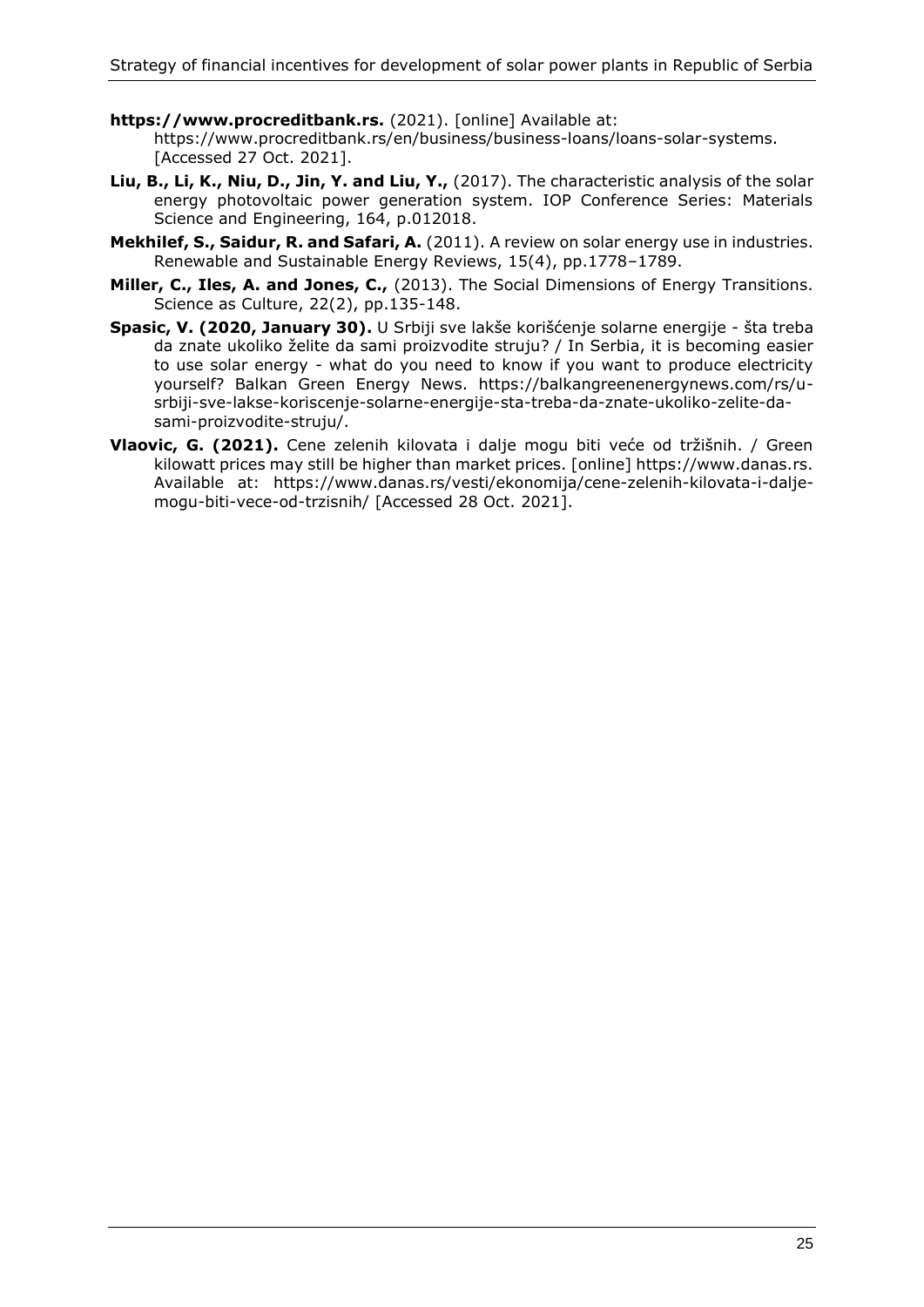**https://www.procreditbank.rs.** (2021). [online] Available at: https://www.procreditbank.rs/en/business/business-loans/loans-solar-systems. [Accessed 27 Oct. 2021].

**Liu, B., Li, K., Niu, D., Jin, Y. and Liu, Y.,** (2017). The characteristic analysis of the solar energy photovoltaic power generation system. IOP Conference Series: Materials Science and Engineering, 164, p.012018.

**Mekhilef, S., Saidur, R. and Safari, A.** (2011). A review on solar energy use in industries. Renewable and Sustainable Energy Reviews, 15(4), pp.1778–1789.

**Miller, C., Iles, A. and Jones, C.,** (2013). The Social Dimensions of Energy Transitions. Science as Culture, 22(2), pp.135-148.

**Spasic, V. (2020, January 30).** U Srbiji sve lakše korišćenje solarne energije - šta treba da znate ukoliko želite da sami proizvodite struju? / In Serbia, it is becoming easier to use solar energy - what do you need to know if you want to produce electricity yourself? Balkan Green Energy News. https://balkangreenenergynews.com/rs/u-srbiji-sve-lakse-koriscenje-solarne-energije-sta-treba-da-znate-ukoliko-zelite-da-sami-proizvodite-struju/.

**Vlaovic, G. (2021).** Cene zelenih kilovata i dalje mogu biti veće od tržišnih. / Green kilowatt prices may still be higher than market prices. [online] https://www.danas.rs. Available at: https://www.danas.rs/vesti/ekonomija/cene-zelenih-kilovata-i-dalje-mogu-biti-vece-od-trzisnih/ [Accessed 28 Oct. 2021].